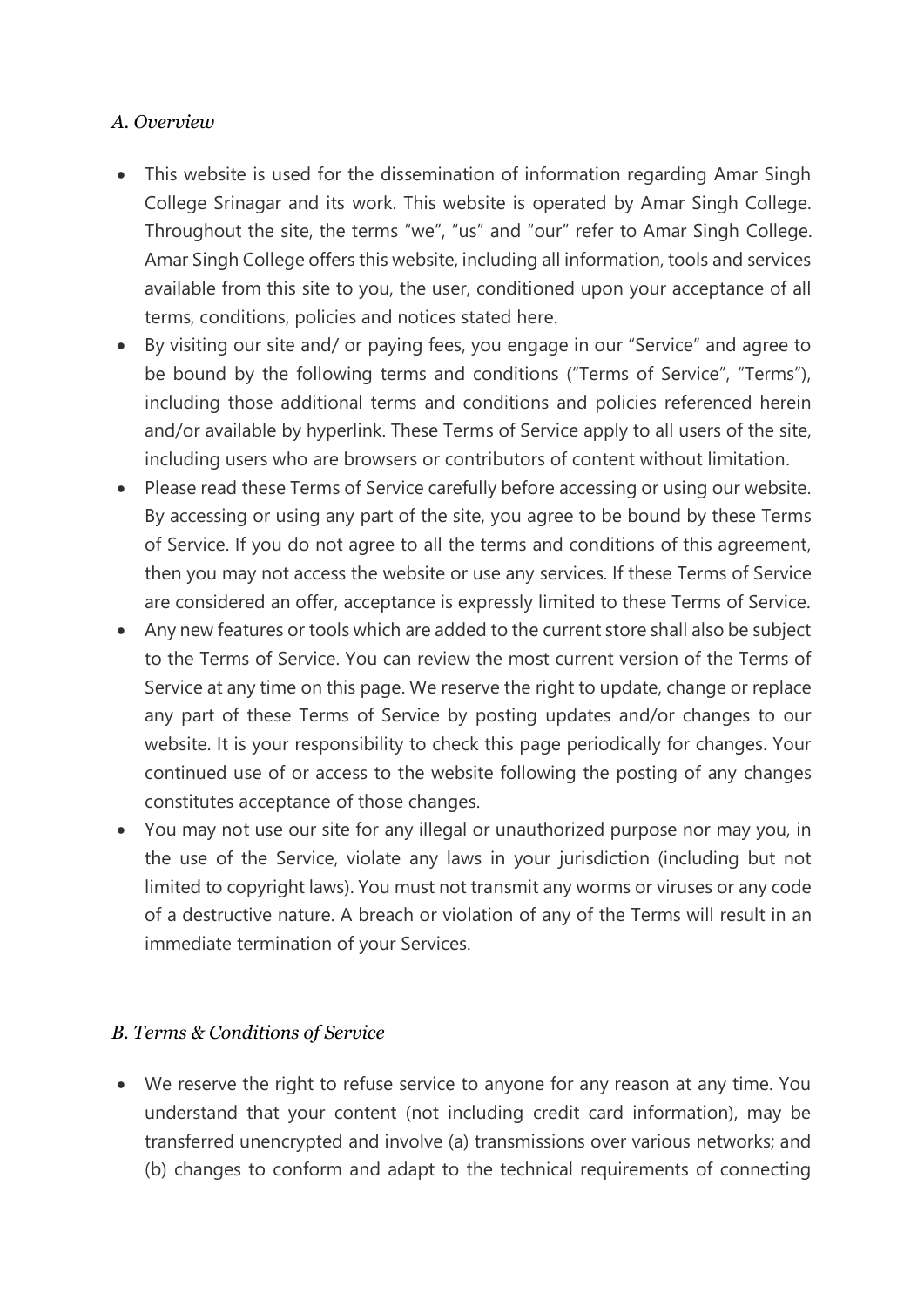### *A. Overview*

- This website is used for the dissemination of information regarding Amar Singh College Srinagar and its work. This website is operated by Amar Singh College. Throughout the site, the terms "we", "us" and "our" refer to Amar Singh College. Amar Singh College offers this website, including all information, tools and services available from this site to you, the user, conditioned upon your acceptance of all terms, conditions, policies and notices stated here.
- By visiting our site and/ or paying fees, you engage in our "Service" and agree to be bound by the following terms and conditions ("Terms of Service", "Terms"), including those additional terms and conditions and policies referenced herein and/or available by hyperlink. These Terms of Service apply to all users of the site, including users who are browsers or contributors of content without limitation.
- Please read these Terms of Service carefully before accessing or using our website. By accessing or using any part of the site, you agree to be bound by these Terms of Service. If you do not agree to all the terms and conditions of this agreement, then you may not access the website or use any services. If these Terms of Service are considered an offer, acceptance is expressly limited to these Terms of Service.
- Any new features or tools which are added to the current store shall also be subject to the Terms of Service. You can review the most current version of the Terms of Service at any time on this page. We reserve the right to update, change or replace any part of these Terms of Service by posting updates and/or changes to our website. It is your responsibility to check this page periodically for changes. Your continued use of or access to the website following the posting of any changes constitutes acceptance of those changes.
- You may not use our site for any illegal or unauthorized purpose nor may you, in the use of the Service, violate any laws in your jurisdiction (including but not limited to copyright laws). You must not transmit any worms or viruses or any code of a destructive nature. A breach or violation of any of the Terms will result in an immediate termination of your Services.

### *B. Terms & Conditions of Service*

- We reserve the right to refuse service to anyone for any reason at any time. You understand that your content (not including credit card information), may be transferred unencrypted and involve (a) transmissions over various networks; and (b) changes to conform and adapt to the technical requirements of connecting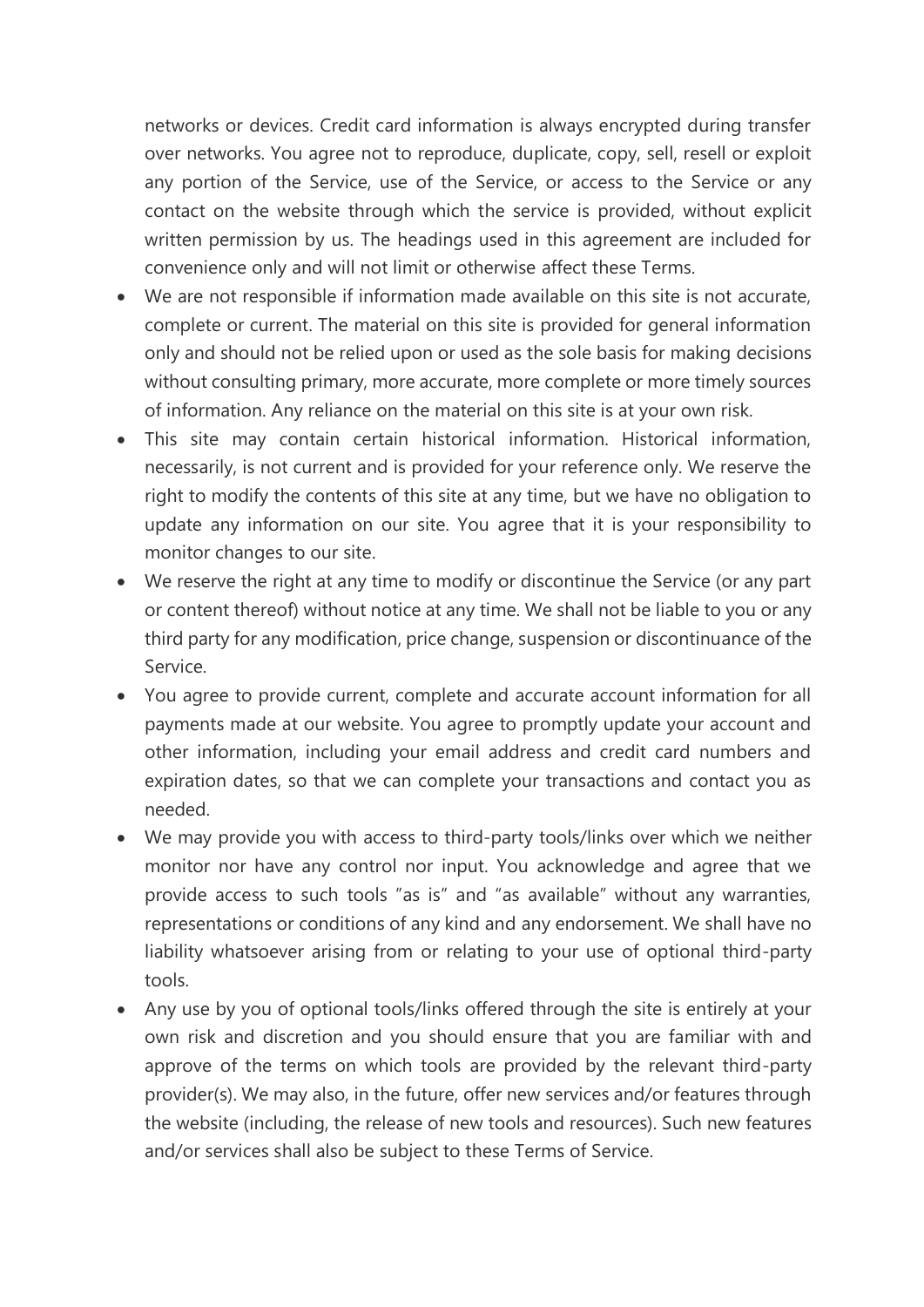networks or devices. Credit card information is always encrypted during transfer over networks. You agree not to reproduce, duplicate, copy, sell, resell or exploit any portion of the Service, use of the Service, or access to the Service or any contact on the website through which the service is provided, without explicit written permission by us. The headings used in this agreement are included for convenience only and will not limit or otherwise affect these Terms.

- We are not responsible if information made available on this site is not accurate, complete or current. The material on this site is provided for general information only and should not be relied upon or used as the sole basis for making decisions without consulting primary, more accurate, more complete or more timely sources of information. Any reliance on the material on this site is at your own risk.
- This site may contain certain historical information. Historical information, necessarily, is not current and is provided for your reference only. We reserve the right to modify the contents of this site at any time, but we have no obligation to update any information on our site. You agree that it is your responsibility to monitor changes to our site.
- We reserve the right at any time to modify or discontinue the Service (or any part or content thereof) without notice at any time. We shall not be liable to you or any third party for any modification, price change, suspension or discontinuance of the Service.
- You agree to provide current, complete and accurate account information for all payments made at our website. You agree to promptly update your account and other information, including your email address and credit card numbers and expiration dates, so that we can complete your transactions and contact you as needed.
- We may provide you with access to third-party tools/links over which we neither monitor nor have any control nor input. You acknowledge and agree that we provide access to such tools "as is" and "as available" without any warranties, representations or conditions of any kind and any endorsement. We shall have no liability whatsoever arising from or relating to your use of optional third-party tools.
- Any use by you of optional tools/links offered through the site is entirely at your own risk and discretion and you should ensure that you are familiar with and approve of the terms on which tools are provided by the relevant third-party provider(s). We may also, in the future, offer new services and/or features through the website (including, the release of new tools and resources). Such new features and/or services shall also be subject to these Terms of Service.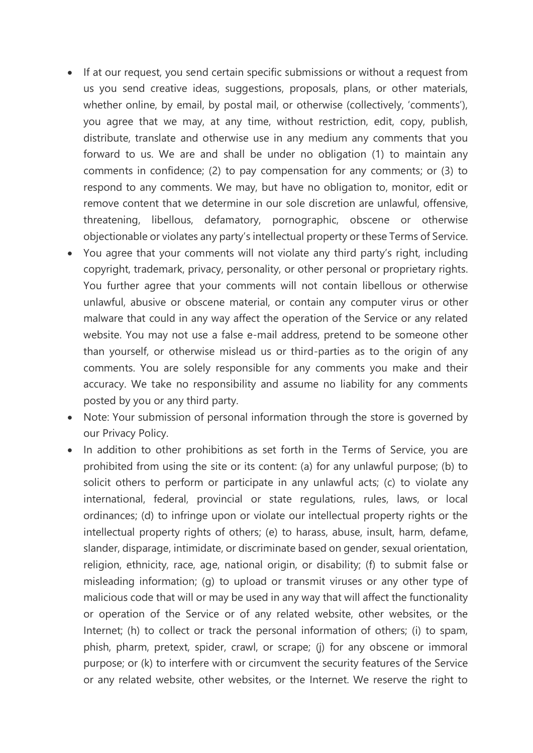- If at our request, you send certain specific submissions or without a request from us you send creative ideas, suggestions, proposals, plans, or other materials, whether online, by email, by postal mail, or otherwise (collectively, 'comments'), you agree that we may, at any time, without restriction, edit, copy, publish, distribute, translate and otherwise use in any medium any comments that you forward to us. We are and shall be under no obligation (1) to maintain any comments in confidence; (2) to pay compensation for any comments; or (3) to respond to any comments. We may, but have no obligation to, monitor, edit or remove content that we determine in our sole discretion are unlawful, offensive, threatening, libellous, defamatory, pornographic, obscene or otherwise objectionable or violates any party's intellectual property or these Terms of Service.
- You agree that your comments will not violate any third party's right, including copyright, trademark, privacy, personality, or other personal or proprietary rights. You further agree that your comments will not contain libellous or otherwise unlawful, abusive or obscene material, or contain any computer virus or other malware that could in any way affect the operation of the Service or any related website. You may not use a false e-mail address, pretend to be someone other than yourself, or otherwise mislead us or third-parties as to the origin of any comments. You are solely responsible for any comments you make and their accuracy. We take no responsibility and assume no liability for any comments posted by you or any third party.
- Note: Your submission of personal information through the store is governed by our Privacy Policy.
- In addition to other prohibitions as set forth in the Terms of Service, you are prohibited from using the site or its content: (a) for any unlawful purpose; (b) to solicit others to perform or participate in any unlawful acts; (c) to violate any international, federal, provincial or state regulations, rules, laws, or local ordinances; (d) to infringe upon or violate our intellectual property rights or the intellectual property rights of others; (e) to harass, abuse, insult, harm, defame, slander, disparage, intimidate, or discriminate based on gender, sexual orientation, religion, ethnicity, race, age, national origin, or disability; (f) to submit false or misleading information; (g) to upload or transmit viruses or any other type of malicious code that will or may be used in any way that will affect the functionality or operation of the Service or of any related website, other websites, or the Internet; (h) to collect or track the personal information of others; (i) to spam, phish, pharm, pretext, spider, crawl, or scrape; (j) for any obscene or immoral purpose; or (k) to interfere with or circumvent the security features of the Service or any related website, other websites, or the Internet. We reserve the right to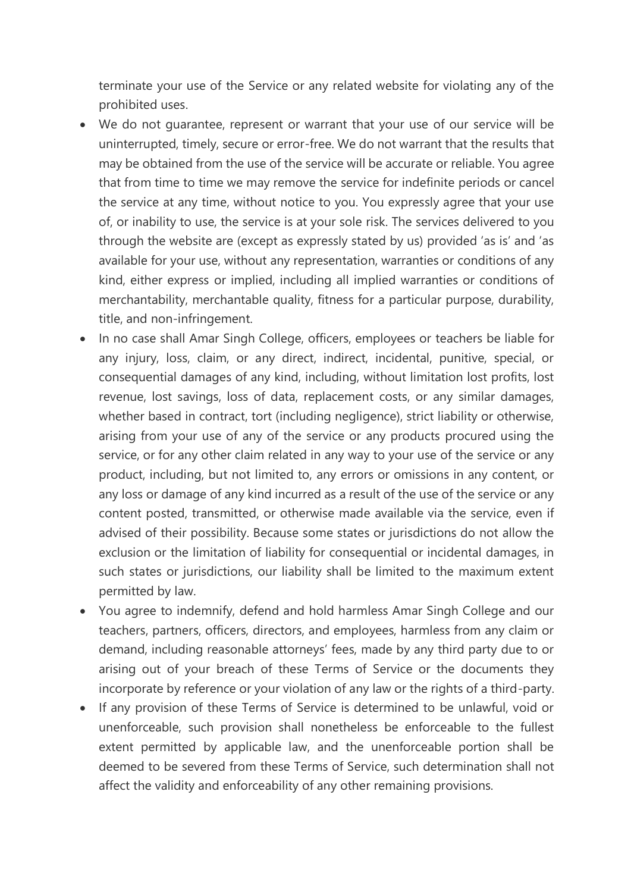terminate your use of the Service or any related website for violating any of the prohibited uses.

- We do not guarantee, represent or warrant that your use of our service will be uninterrupted, timely, secure or error-free. We do not warrant that the results that may be obtained from the use of the service will be accurate or reliable. You agree that from time to time we may remove the service for indefinite periods or cancel the service at any time, without notice to you. You expressly agree that your use of, or inability to use, the service is at your sole risk. The services delivered to you through the website are (except as expressly stated by us) provided 'as is' and 'as available for your use, without any representation, warranties or conditions of any kind, either express or implied, including all implied warranties or conditions of merchantability, merchantable quality, fitness for a particular purpose, durability, title, and non-infringement.
- In no case shall Amar Singh College, officers, employees or teachers be liable for any injury, loss, claim, or any direct, indirect, incidental, punitive, special, or consequential damages of any kind, including, without limitation lost profits, lost revenue, lost savings, loss of data, replacement costs, or any similar damages, whether based in contract, tort (including negligence), strict liability or otherwise, arising from your use of any of the service or any products procured using the service, or for any other claim related in any way to your use of the service or any product, including, but not limited to, any errors or omissions in any content, or any loss or damage of any kind incurred as a result of the use of the service or any content posted, transmitted, or otherwise made available via the service, even if advised of their possibility. Because some states or jurisdictions do not allow the exclusion or the limitation of liability for consequential or incidental damages, in such states or jurisdictions, our liability shall be limited to the maximum extent permitted by law.
- You agree to indemnify, defend and hold harmless Amar Singh College and our teachers, partners, officers, directors, and employees, harmless from any claim or demand, including reasonable attorneys' fees, made by any third party due to or arising out of your breach of these Terms of Service or the documents they incorporate by reference or your violation of any law or the rights of a third-party.
- If any provision of these Terms of Service is determined to be unlawful, void or unenforceable, such provision shall nonetheless be enforceable to the fullest extent permitted by applicable law, and the unenforceable portion shall be deemed to be severed from these Terms of Service, such determination shall not affect the validity and enforceability of any other remaining provisions.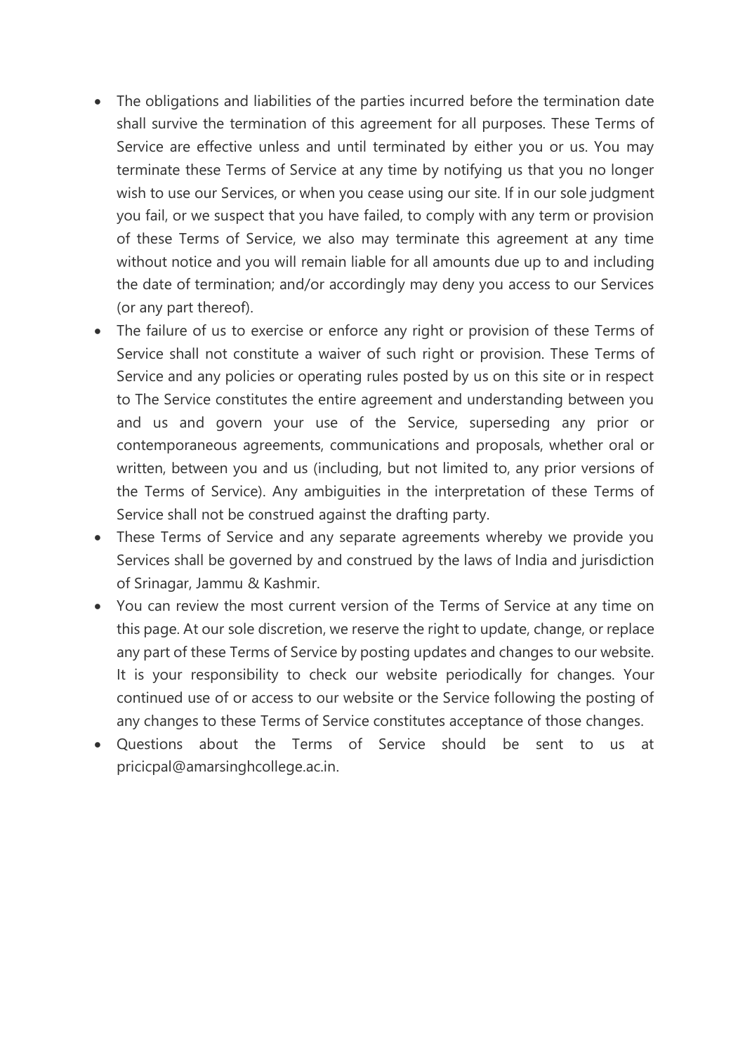- The obligations and liabilities of the parties incurred before the termination date shall survive the termination of this agreement for all purposes. These Terms of Service are effective unless and until terminated by either you or us. You may terminate these Terms of Service at any time by notifying us that you no longer wish to use our Services, or when you cease using our site. If in our sole judgment you fail, or we suspect that you have failed, to comply with any term or provision of these Terms of Service, we also may terminate this agreement at any time without notice and you will remain liable for all amounts due up to and including the date of termination; and/or accordingly may deny you access to our Services (or any part thereof).
- The failure of us to exercise or enforce any right or provision of these Terms of Service shall not constitute a waiver of such right or provision. These Terms of Service and any policies or operating rules posted by us on this site or in respect to The Service constitutes the entire agreement and understanding between you and us and govern your use of the Service, superseding any prior or contemporaneous agreements, communications and proposals, whether oral or written, between you and us (including, but not limited to, any prior versions of the Terms of Service). Any ambiguities in the interpretation of these Terms of Service shall not be construed against the drafting party.
- These Terms of Service and any separate agreements whereby we provide you Services shall be governed by and construed by the laws of India and jurisdiction of Srinagar, Jammu & Kashmir.
- You can review the most current version of the Terms of Service at any time on this page. At our sole discretion, we reserve the right to update, change, or replace any part of these Terms of Service by posting updates and changes to our website. It is your responsibility to check our website periodically for changes. Your continued use of or access to our website or the Service following the posting of any changes to these Terms of Service constitutes acceptance of those changes.
- Questions about the Terms of Service should be sent to us at pricicpal@amarsinghcollege.ac.in.